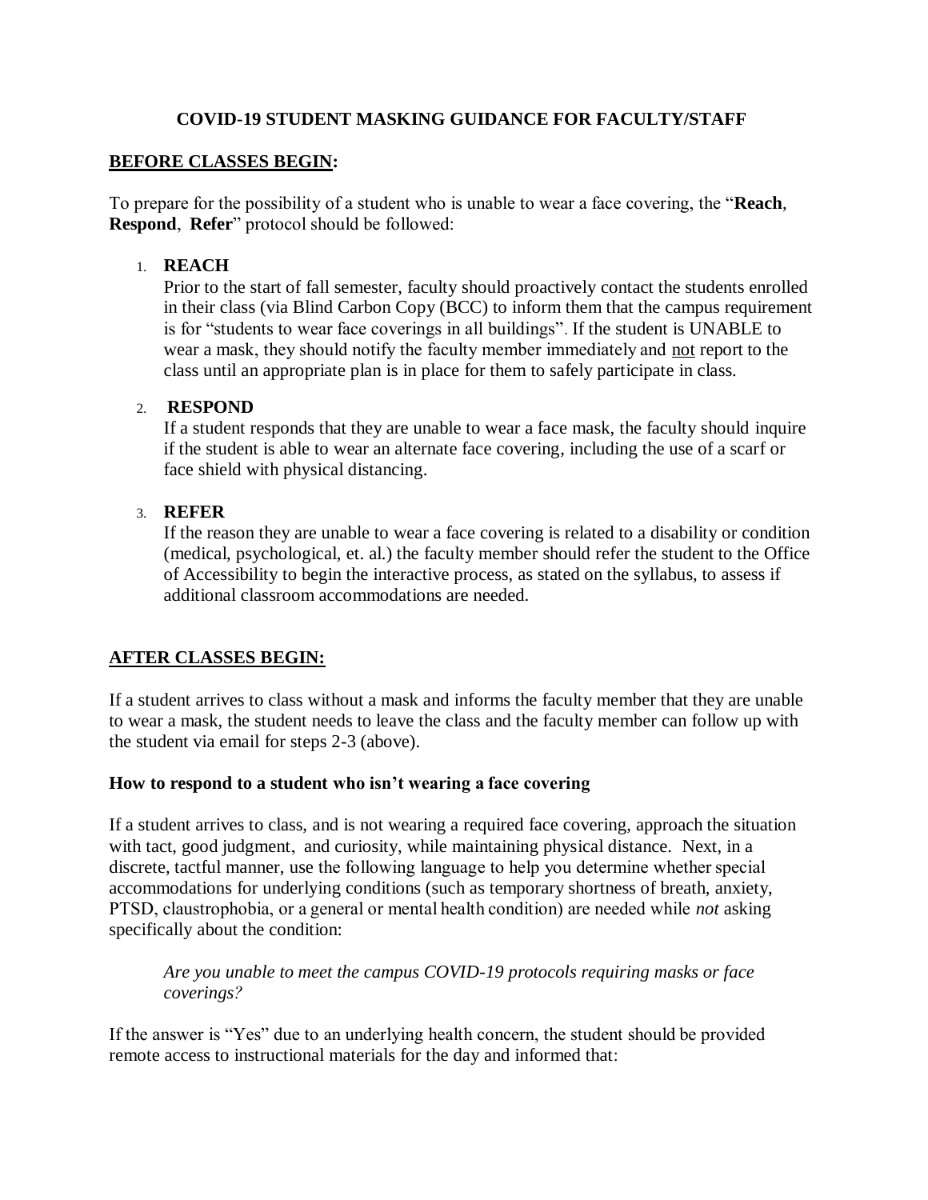# COVID-19 STUDENT MASKING GUIDANCE FOR FACULTY/STAFF

## BEFORE CLASSES BEGIN:

To prepare for the possibility of a student who is unable to wear a face covering, the "**Reach**, **Respond**, **Refer**" protocol should be followed:

1. **REACH**
   Prior to the start of fall semester, faculty should proactively contact the students enrolled in their class (via Blind Carbon Copy (BCC) to inform them that the campus requirement is for "students to wear face coverings in all buildings". If the student is UNABLE to wear a mask, they should notify the faculty member immediately and <u>not</u> report to the class until an appropriate plan is in place for them to safely participate in class.

2. **RESPOND**
   If a student responds that they are unable to wear a face mask, the faculty should inquire if the student is able to wear an alternate face covering, including the use of a scarf or face shield with physical distancing.

3. **REFER**
   If the reason they are unable to wear a face covering is related to a disability or condition (medical, psychological, et. al.) the faculty member should refer the student to the Office of Accessibility to begin the interactive process, as stated on the syllabus, to assess if additional classroom accommodations are needed.

## AFTER CLASSES BEGIN:

If a student arrives to class without a mask and informs the faculty member that they are unable to wear a mask, the student needs to leave the class and the faculty member can follow up with the student via email for steps 2-3 (above).

### How to respond to a student who isn't wearing a face covering

If a student arrives to class, and is not wearing a required face covering, approach the situation with tact, good judgment, and curiosity, while maintaining physical distance. Next, in a discrete, tactful manner, use the following language to help you determine whether special accommodations for underlying conditions (such as temporary shortness of breath, anxiety, PTSD, claustrophobia, or a general or mental health condition) are needed while *not* asking specifically about the condition:

> *Are you unable to meet the campus COVID-19 protocols requiring masks or face coverings?*

If the answer is "Yes" due to an underlying health concern, the student should be provided remote access to instructional materials for the day and informed that: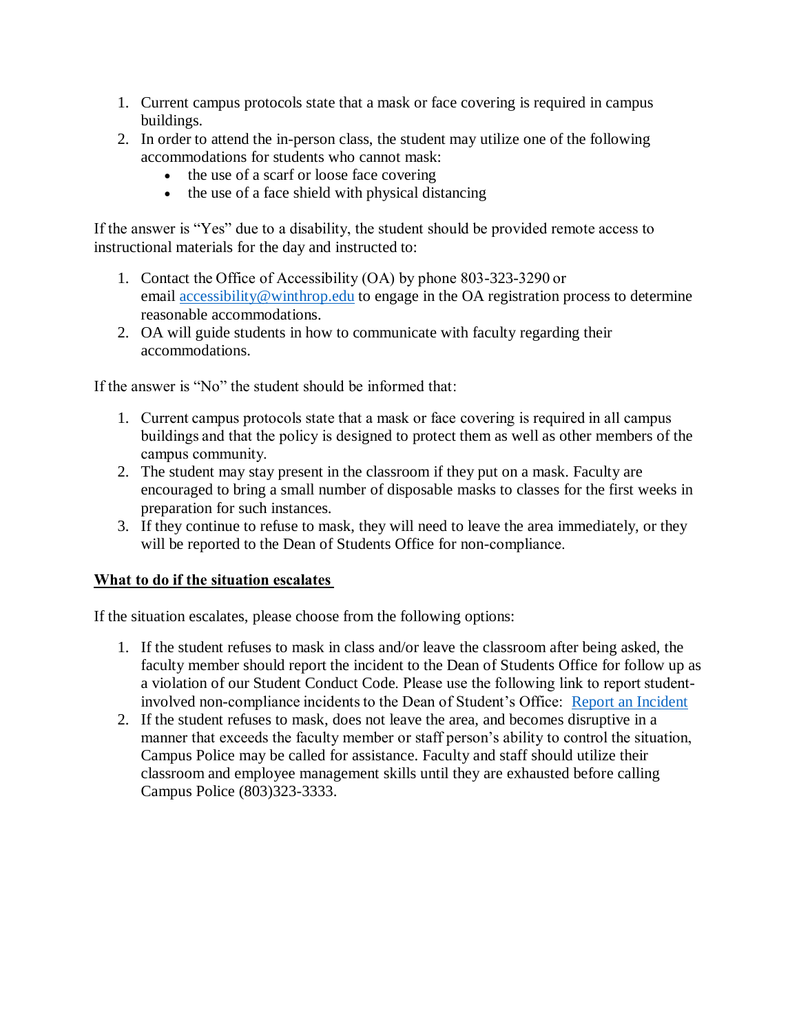1. Current campus protocols state that a mask or face covering is required in campus buildings.
2. In order to attend the in-person class, the student may utilize one of the following accommodations for students who cannot mask:
    - the use of a scarf or loose face covering
    - the use of a face shield with physical distancing

If the answer is "Yes" due to a disability, the student should be provided remote access to instructional materials for the day and instructed to:

1. Contact the Office of Accessibility (OA) by phone 803-323-3290 or email [accessibility@winthrop.edu](mailto:accessibility@winthrop.edu) to engage in the OA registration process to determine reasonable accommodations.
2. OA will guide students in how to communicate with faculty regarding their accommodations.

If the answer is "No" the student should be informed that:

1. Current campus protocols state that a mask or face covering is required in all campus buildings and that the policy is designed to protect them as well as other members of the campus community.
2. The student may stay present in the classroom if they put on a mask. Faculty are encouraged to bring a small number of disposable masks to classes for the first weeks in preparation for such instances.
3. If they continue to refuse to mask, they will need to leave the area immediately, or they will be reported to the Dean of Students Office for non-compliance.

**<u>What to do if the situation escalates</u>**

If the situation escalates, please choose from the following options:

1. If the student refuses to mask in class and/or leave the classroom after being asked, the faculty member should report the incident to the Dean of Students Office for follow up as a violation of our Student Conduct Code. Please use the following link to report student-involved non-compliance incidents to the Dean of Student's Office: Report an Incident
2. If the student refuses to mask, does not leave the area, and becomes disruptive in a manner that exceeds the faculty member or staff person's ability to control the situation, Campus Police may be called for assistance. Faculty and staff should utilize their classroom and employee management skills until they are exhausted before calling Campus Police (803)323-3333.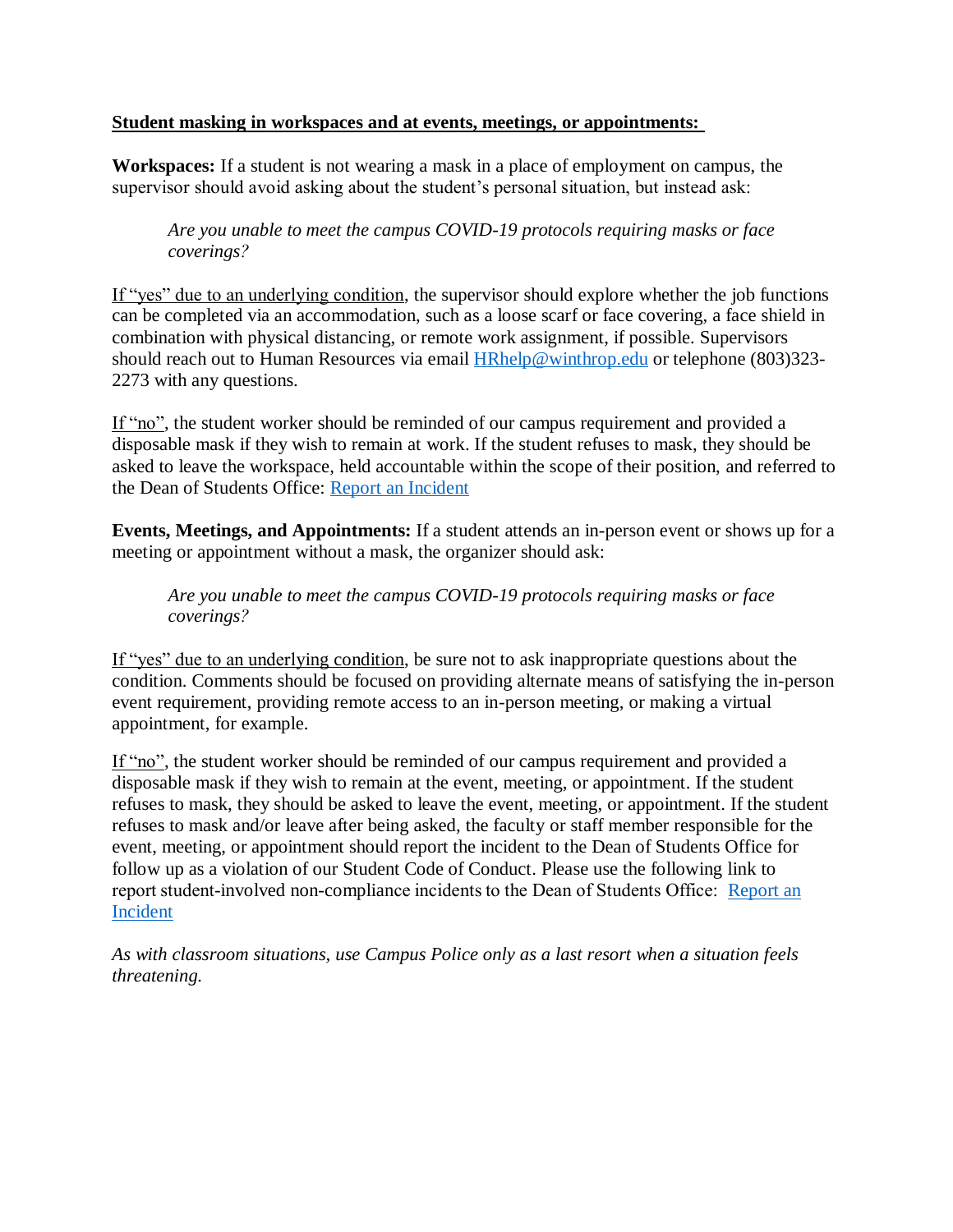**<u>Student masking in workspaces and at events, meetings, or appointments:</u>**

**Workspaces:** If a student is not wearing a mask in a place of employment on campus, the supervisor should avoid asking about the student's personal situation, but instead ask:

> *Are you unable to meet the campus COVID-19 protocols requiring masks or face coverings?*

<u>If "yes" due to an underlying condition</u>, the supervisor should explore whether the job functions can be completed via an accommodation, such as a loose scarf or face covering, a face shield in combination with physical distancing, or remote work assignment, if possible. Supervisors should reach out to Human Resources via email [HRhelp@winthrop.edu](mailto:HRhelp@winthrop.edu) or telephone (803)323-2273 with any questions.

<u>If "no"</u>, the student worker should be reminded of our campus requirement and provided a disposable mask if they wish to remain at work. If the student refuses to mask, they should be asked to leave the workspace, held accountable within the scope of their position, and referred to the Dean of Students Office: [Report an Incident]

**Events, Meetings, and Appointments:** If a student attends an in-person event or shows up for a meeting or appointment without a mask, the organizer should ask:

> *Are you unable to meet the campus COVID-19 protocols requiring masks or face coverings?*

<u>If "yes" due to an underlying condition</u>, be sure not to ask inappropriate questions about the condition. Comments should be focused on providing alternate means of satisfying the in-person event requirement, providing remote access to an in-person meeting, or making a virtual appointment, for example.

<u>If "no"</u>, the student worker should be reminded of our campus requirement and provided a disposable mask if they wish to remain at the event, meeting, or appointment. If the student refuses to mask, they should be asked to leave the event, meeting, or appointment. If the student refuses to mask and/or leave after being asked, the faculty or staff member responsible for the event, meeting, or appointment should report the incident to the Dean of Students Office for follow up as a violation of our Student Code of Conduct. Please use the following link to report student-involved non-compliance incidents to the Dean of Students Office: [Report an Incident]

*As with classroom situations, use Campus Police only as a last resort when a situation feels threatening.*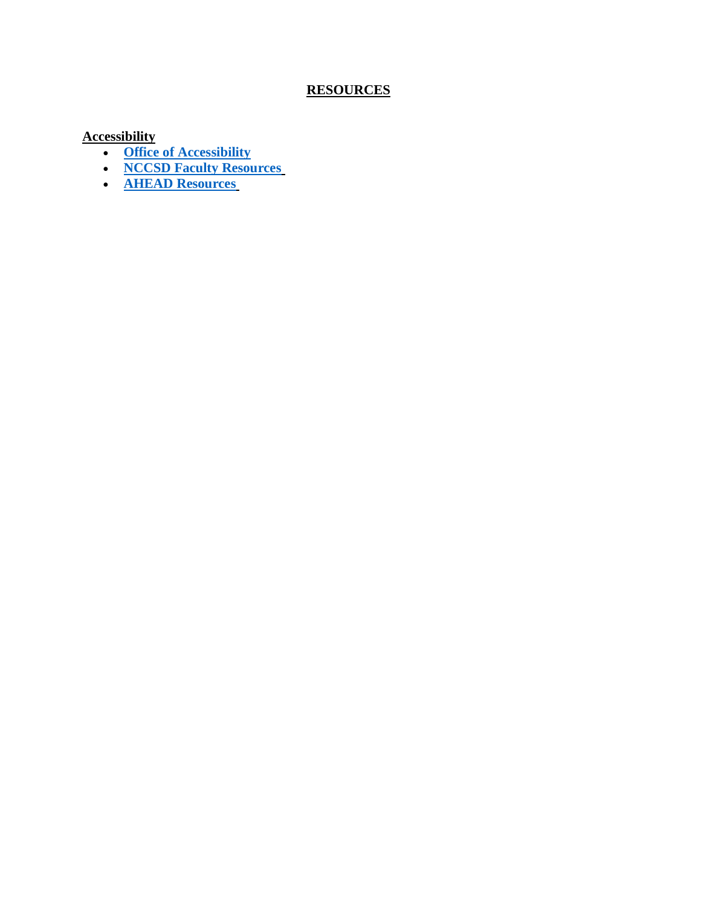# RESOURCES

## Accessibility

- **Office of Accessibility**
- **NCCSD Faculty Resources**
- **AHEAD Resources**